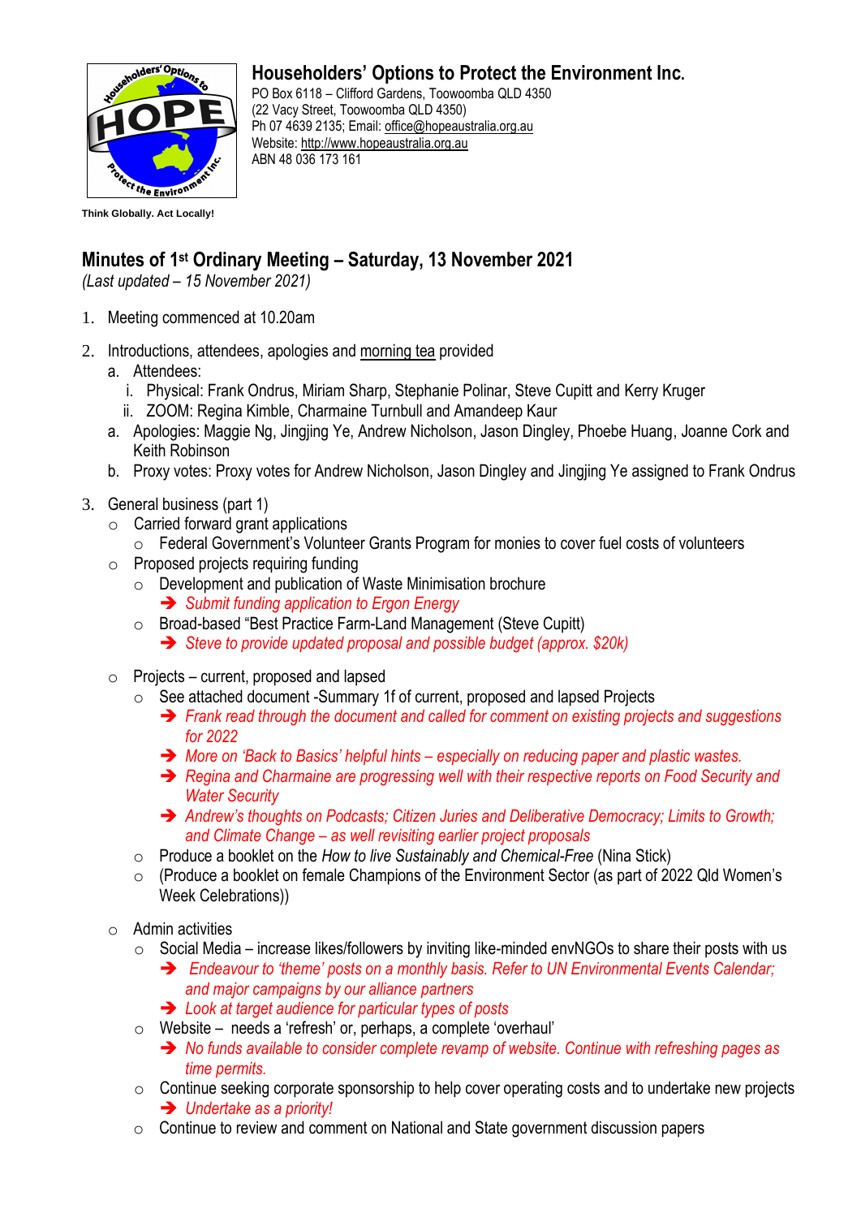# Householders' Options to Protect the Environment Inc.

PO Box 6118 – Clifford Gardens, Toowoomba QLD 4350
(22 Vacy Street, Toowoomba QLD 4350)
Ph 07 4639 2135; Email: office@hopeaustralia.org.au
Website: http://www.hopeaustralia.org.au
ABN 48 036 173 161

**Think Globally. Act Locally!**

## Minutes of 1st Ordinary Meeting – Saturday, 13 November 2021

*(Last updated – 15 November 2021)*

1. Meeting commenced at 10.20am
2. Introductions, attendees, apologies and morning tea provided
   a. Attendees:
      i. Physical: Frank Ondrus, Miriam Sharp, Stephanie Polinar, Steve Cupitt and Kerry Kruger
      ii. ZOOM: Regina Kimble, Charmaine Turnbull and Amandeep Kaur
   a. Apologies: Maggie Ng, Jingjing Ye, Andrew Nicholson, Jason Dingley, Phoebe Huang, Joanne Cork and Keith Robinson
   b. Proxy votes: Proxy votes for Andrew Nicholson, Jason Dingley and Jingjing Ye assigned to Frank Ondrus
3. General business (part 1)
   - Carried forward grant applications
     - Federal Government's Volunteer Grants Program for monies to cover fuel costs of volunteers
   - Proposed projects requiring funding
     - Development and publication of Waste Minimisation brochure
       - ➔ *Submit funding application to Ergon Energy*
     - Broad-based "Best Practice Farm-Land Management (Steve Cupitt)
       - ➔ *Steve to provide updated proposal and possible budget (approx. $20k)*
   - Projects – current, proposed and lapsed
     - See attached document -Summary 1f of current, proposed and lapsed Projects
       - ➔ *Frank read through the document and called for comment on existing projects and suggestions for 2022*
       - ➔ *More on 'Back to Basics' helpful hints – especially on reducing paper and plastic wastes.*
       - ➔ *Regina and Charmaine are progressing well with their respective reports on Food Security and Water Security*
       - ➔ *Andrew's thoughts on Podcasts; Citizen Juries and Deliberative Democracy; Limits to Growth; and Climate Change – as well revisiting earlier project proposals*
     - Produce a booklet on the *How to live Sustainably and Chemical-Free* (Nina Stick)
     - (Produce a booklet on female Champions of the Environment Sector (as part of 2022 Qld Women's Week Celebrations))
   - Admin activities
     - Social Media – increase likes/followers by inviting like-minded envNGOs to share their posts with us
       - ➔ *Endeavour to 'theme' posts on a monthly basis. Refer to UN Environmental Events Calendar; and major campaigns by our alliance partners*
       - ➔ *Look at target audience for particular types of posts*
     - Website – needs a 'refresh' or, perhaps, a complete 'overhaul'
       - ➔ *No funds available to consider complete revamp of website. Continue with refreshing pages as time permits.*
     - Continue seeking corporate sponsorship to help cover operating costs and to undertake new projects
       - ➔ *Undertake as a priority!*
     - Continue to review and comment on National and State government discussion papers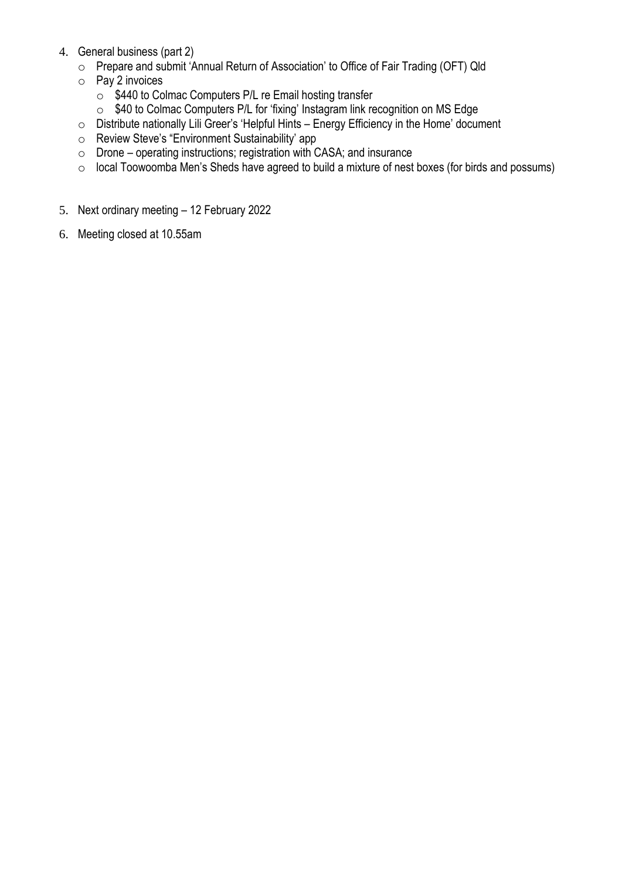4. General business (part 2)
   - Prepare and submit 'Annual Return of Association' to Office of Fair Trading (OFT) Qld
   - Pay 2 invoices
     - $440 to Colmac Computers P/L re Email hosting transfer
     - $40 to Colmac Computers P/L for 'fixing' Instagram link recognition on MS Edge
   - Distribute nationally Lili Greer's 'Helpful Hints – Energy Efficiency in the Home' document
   - Review Steve's "Environment Sustainability' app
   - Drone – operating instructions; registration with CASA; and insurance
   - local Toowoomba Men's Sheds have agreed to build a mixture of nest boxes (for birds and possums)

5. Next ordinary meeting – 12 February 2022

6. Meeting closed at 10.55am